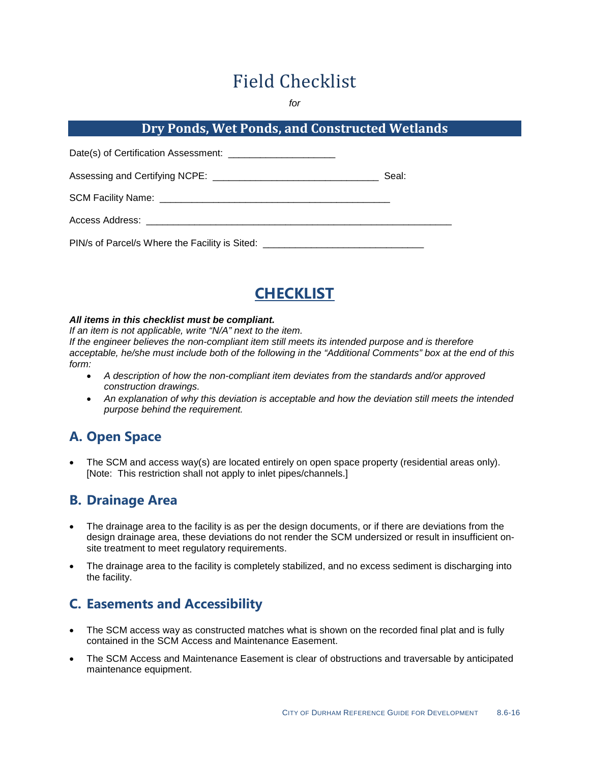# Field Checklist

*for*

## Dry Ponds, Wet Ponds, and Constructed Wetlands

Date(s) of Certification Assessment: ____________________

Assessing and Certifying NCPE: ______________________________ Seal:

SCM Facility Name: __________________________________________

Access Address: _______________________________________________________

PIN/s of Parcel/s Where the Facility is Sited: ____________________________

## CHECKLIST

***All items in this checklist must be compliant.***
*If an item is not applicable, write "N/A" next to the item.*
*If the engineer believes the non-compliant item still meets its intended purpose and is therefore acceptable, he/she must include both of the following in the "Additional Comments" box at the end of this form:*

- *A description of how the non-compliant item deviates from the standards and/or approved construction drawings.*
- *An explanation of why this deviation is acceptable and how the deviation still meets the intended purpose behind the requirement.*

### A. Open Space

- The SCM and access way(s) are located entirely on open space property (residential areas only). [Note: This restriction shall not apply to inlet pipes/channels.]

### B. Drainage Area

- The drainage area to the facility is as per the design documents, or if there are deviations from the design drainage area, these deviations do not render the SCM undersized or result in insufficient on-site treatment to meet regulatory requirements.
- The drainage area to the facility is completely stabilized, and no excess sediment is discharging into the facility.

### C. Easements and Accessibility

- The SCM access way as constructed matches what is shown on the recorded final plat and is fully contained in the SCM Access and Maintenance Easement.
- The SCM Access and Maintenance Easement is clear of obstructions and traversable by anticipated maintenance equipment.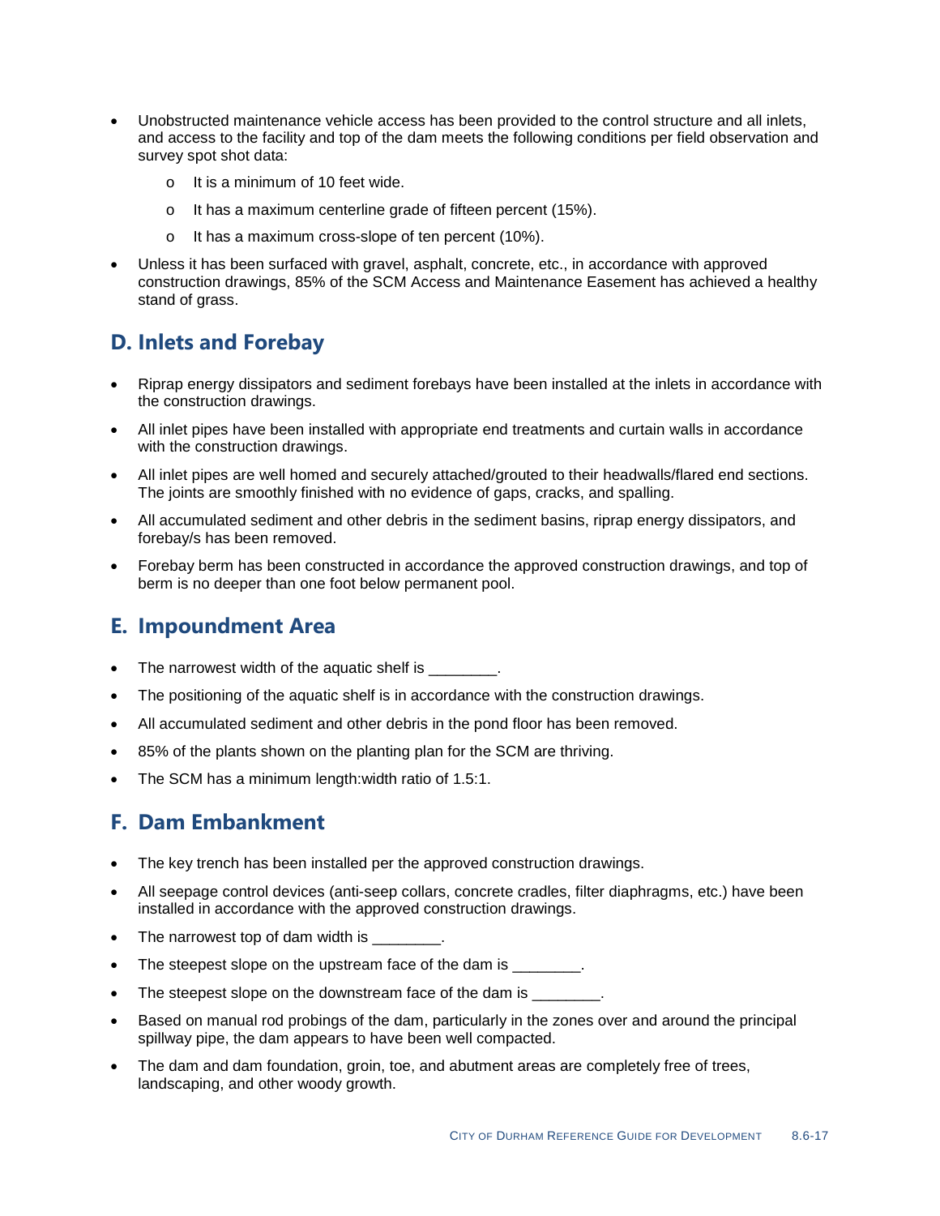- Unobstructed maintenance vehicle access has been provided to the control structure and all inlets, and access to the facility and top of the dam meets the following conditions per field observation and survey spot shot data:
  - It is a minimum of 10 feet wide.
  - It has a maximum centerline grade of fifteen percent (15%).
  - It has a maximum cross-slope of ten percent (10%).
- Unless it has been surfaced with gravel, asphalt, concrete, etc., in accordance with approved construction drawings, 85% of the SCM Access and Maintenance Easement has achieved a healthy stand of grass.

## D. Inlets and Forebay

- Riprap energy dissipators and sediment forebays have been installed at the inlets in accordance with the construction drawings.
- All inlet pipes have been installed with appropriate end treatments and curtain walls in accordance with the construction drawings.
- All inlet pipes are well homed and securely attached/grouted to their headwalls/flared end sections. The joints are smoothly finished with no evidence of gaps, cracks, and spalling.
- All accumulated sediment and other debris in the sediment basins, riprap energy dissipators, and forebay/s has been removed.
- Forebay berm has been constructed in accordance the approved construction drawings, and top of berm is no deeper than one foot below permanent pool.

## E. Impoundment Area

- The narrowest width of the aquatic shelf is ________.
- The positioning of the aquatic shelf is in accordance with the construction drawings.
- All accumulated sediment and other debris in the pond floor has been removed.
- 85% of the plants shown on the planting plan for the SCM are thriving.
- The SCM has a minimum length:width ratio of 1.5:1.

## F. Dam Embankment

- The key trench has been installed per the approved construction drawings.
- All seepage control devices (anti-seep collars, concrete cradles, filter diaphragms, etc.) have been installed in accordance with the approved construction drawings.
- The narrowest top of dam width is ________.
- The steepest slope on the upstream face of the dam is ________.
- The steepest slope on the downstream face of the dam is ________.
- Based on manual rod probings of the dam, particularly in the zones over and around the principal spillway pipe, the dam appears to have been well compacted.
- The dam and dam foundation, groin, toe, and abutment areas are completely free of trees, landscaping, and other woody growth.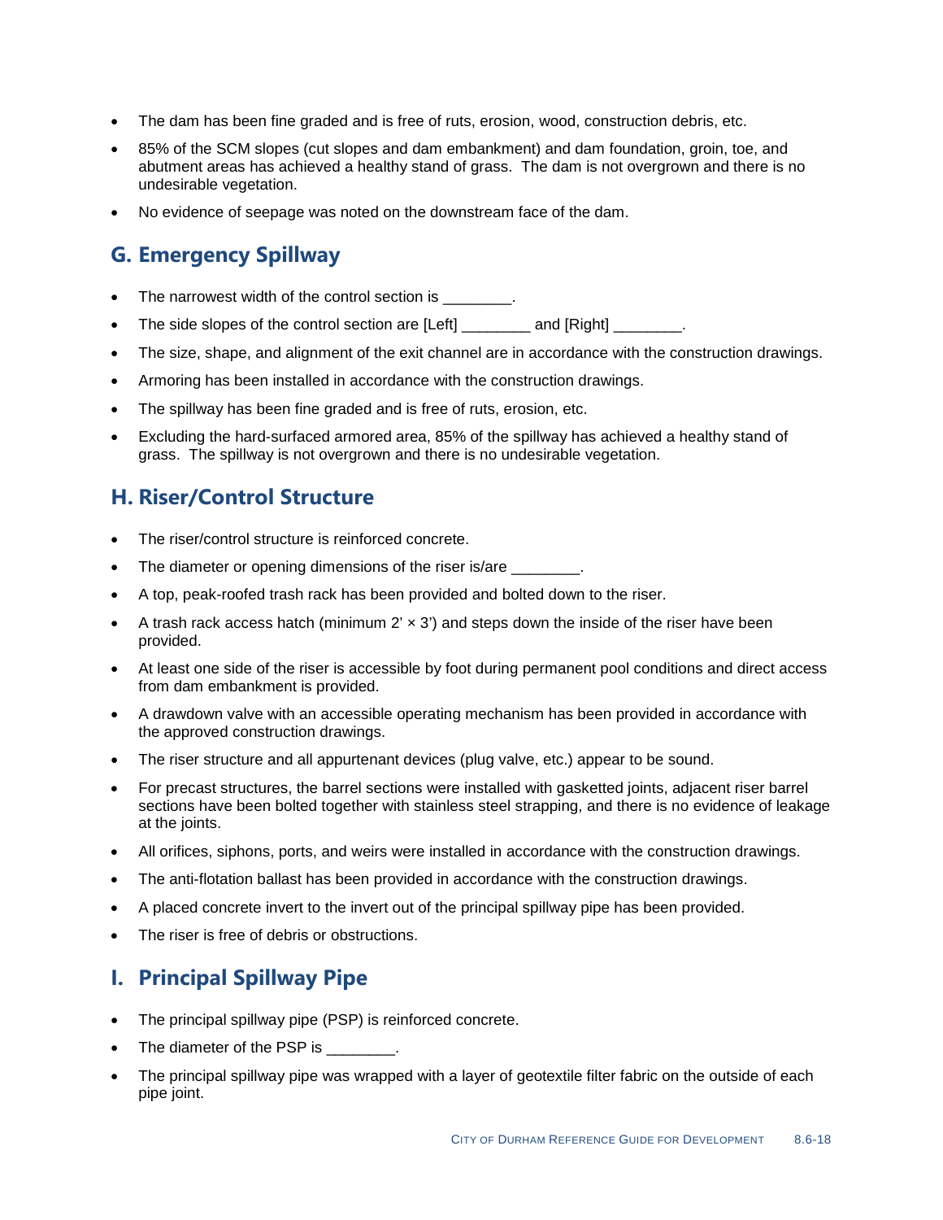- The dam has been fine graded and is free of ruts, erosion, wood, construction debris, etc.
- 85% of the SCM slopes (cut slopes and dam embankment) and dam foundation, groin, toe, and abutment areas has achieved a healthy stand of grass. The dam is not overgrown and there is no undesirable vegetation.
- No evidence of seepage was noted on the downstream face of the dam.

## G. Emergency Spillway

- The narrowest width of the control section is ________.
- The side slopes of the control section are [Left] ________ and [Right] ________.
- The size, shape, and alignment of the exit channel are in accordance with the construction drawings.
- Armoring has been installed in accordance with the construction drawings.
- The spillway has been fine graded and is free of ruts, erosion, etc.
- Excluding the hard-surfaced armored area, 85% of the spillway has achieved a healthy stand of grass. The spillway is not overgrown and there is no undesirable vegetation.

## H. Riser/Control Structure

- The riser/control structure is reinforced concrete.
- The diameter or opening dimensions of the riser is/are ________.
- A top, peak-roofed trash rack has been provided and bolted down to the riser.
- A trash rack access hatch (minimum 2' × 3') and steps down the inside of the riser have been provided.
- At least one side of the riser is accessible by foot during permanent pool conditions and direct access from dam embankment is provided.
- A drawdown valve with an accessible operating mechanism has been provided in accordance with the approved construction drawings.
- The riser structure and all appurtenant devices (plug valve, etc.) appear to be sound.
- For precast structures, the barrel sections were installed with gasketted joints, adjacent riser barrel sections have been bolted together with stainless steel strapping, and there is no evidence of leakage at the joints.
- All orifices, siphons, ports, and weirs were installed in accordance with the construction drawings.
- The anti-flotation ballast has been provided in accordance with the construction drawings.
- A placed concrete invert to the invert out of the principal spillway pipe has been provided.
- The riser is free of debris or obstructions.

## I. Principal Spillway Pipe

- The principal spillway pipe (PSP) is reinforced concrete.
- The diameter of the PSP is ________.
- The principal spillway pipe was wrapped with a layer of geotextile filter fabric on the outside of each pipe joint.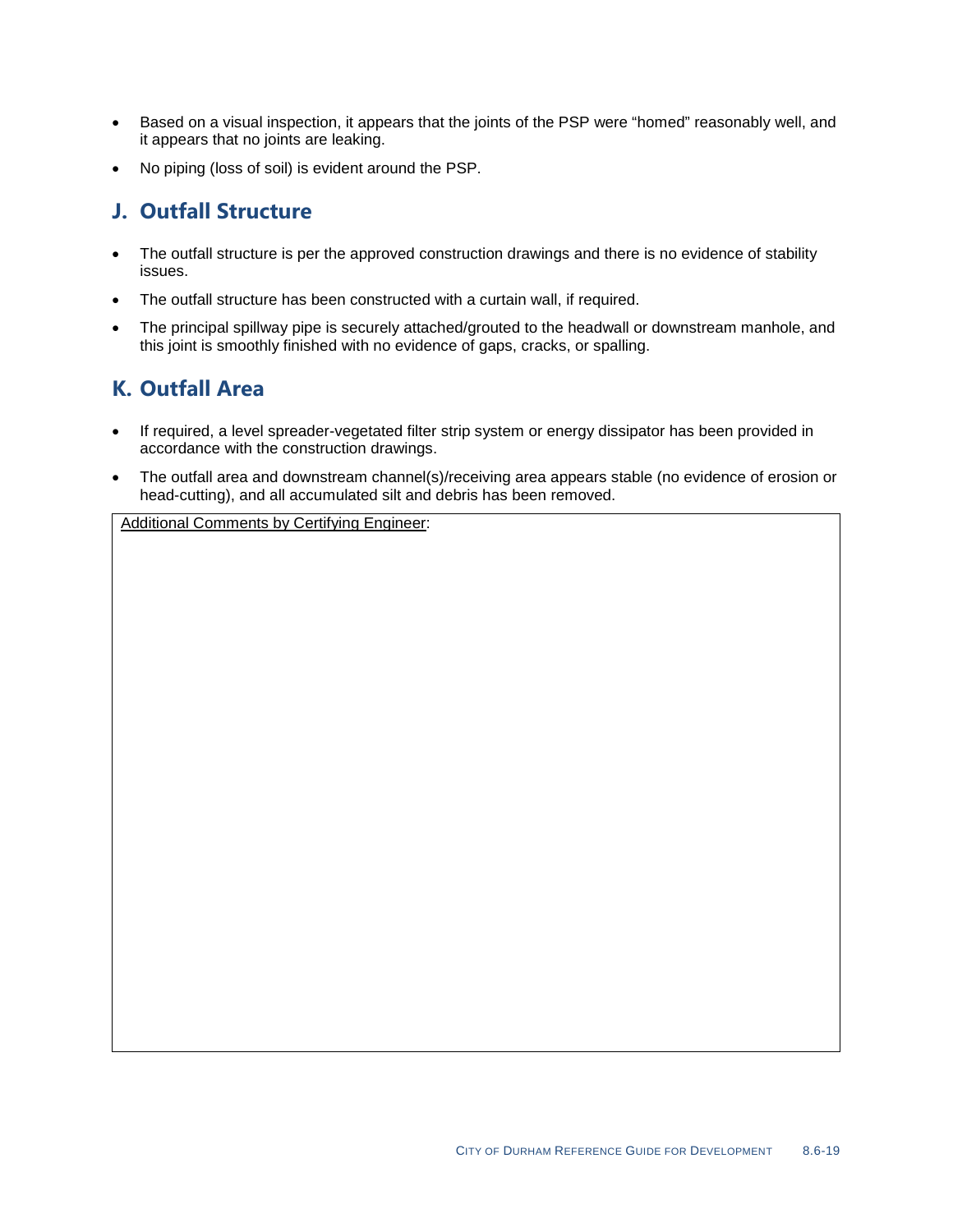- Based on a visual inspection, it appears that the joints of the PSP were "homed" reasonably well, and it appears that no joints are leaking.
- No piping (loss of soil) is evident around the PSP.

## J. Outfall Structure

- The outfall structure is per the approved construction drawings and there is no evidence of stability issues.
- The outfall structure has been constructed with a curtain wall, if required.
- The principal spillway pipe is securely attached/grouted to the headwall or downstream manhole, and this joint is smoothly finished with no evidence of gaps, cracks, or spalling.

## K. Outfall Area

- If required, a level spreader-vegetated filter strip system or energy dissipator has been provided in accordance with the construction drawings.
- The outfall area and downstream channel(s)/receiving area appears stable (no evidence of erosion or head-cutting), and all accumulated silt and debris has been removed.

Additional Comments by Certifying Engineer: